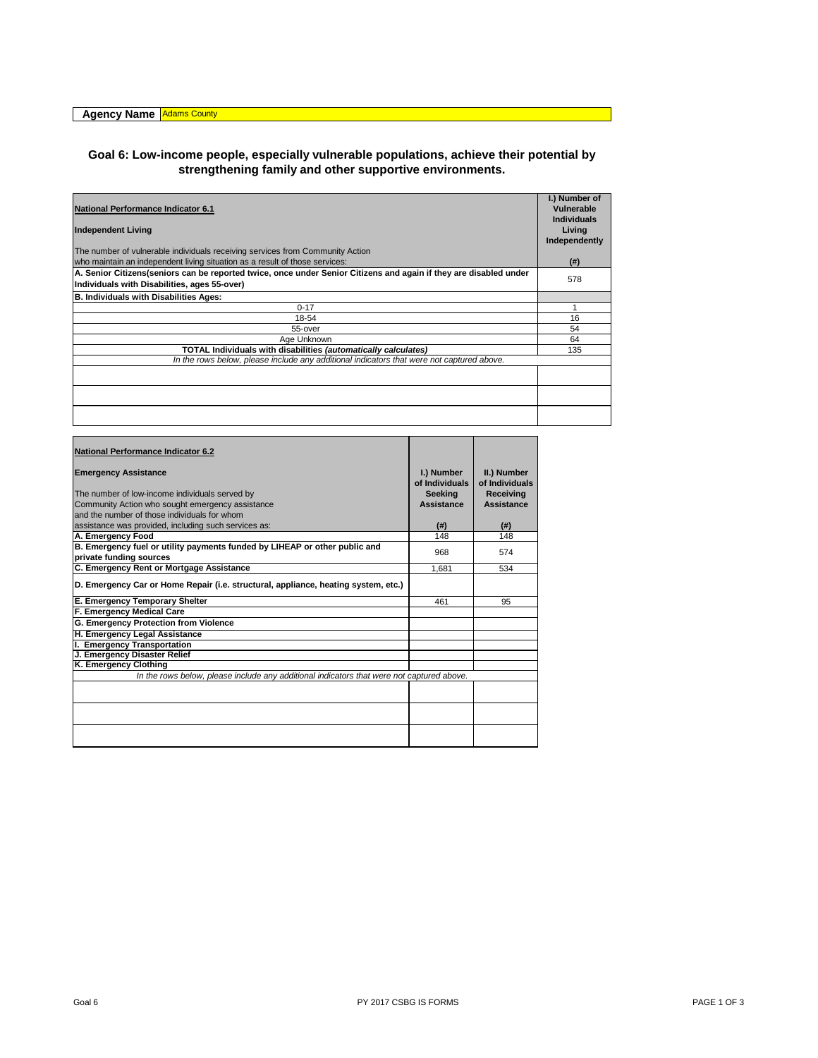**Agency Name** Adams County

## Goal 6: Low-income people, especially vulnerable populations, achieve their potential by strengthening family and other supportive environments.

| **National Performance Indicator 6.1**<br><br>**Independent Living**<br><br>The number of vulnerable individuals receiving services from Community Action who maintain an independent living situation as a result of those services: | **I.) Number of Vulnerable Individuals Living Independently**<br><br>**(#)** |
|---|---|
| **A. Senior Citizens(seniors can be reported twice, once under Senior Citizens and again if they are disabled under Individuals with Disabilities, ages 55-over)** | 578 |
| **B. Individuals with Disabilities Ages:** | |
| 0-17 | 1 |
| 18-54 | 16 |
| 55-over | 54 |
| Age Unknown | 64 |
| **TOTAL Individuals with disabilities *(automatically calculates)*** | 135 |
| *In the rows below, please include any additional indicators that were not captured above.* | |
| | |
| | |
| | |

| **National Performance Indicator 6.2**<br><br>**Emergency Assistance**<br><br>The number of low-income individuals served by Community Action who sought emergency assistance and the number of those individuals for whom assistance was provided, including such services as: | **I.) Number of Individuals Seeking Assistance**<br><br>**(#)** | **II.) Number of Individuals Receiving Assistance**<br><br>**(#)** |
|---|---|---|
| **A. Emergency Food** | 148 | 148 |
| **B. Emergency fuel or utility payments funded by LIHEAP or other public and private funding sources** | 968 | 574 |
| **C. Emergency Rent or Mortgage Assistance** | 1,681 | 534 |
| **D. Emergency Car or Home Repair (i.e. structural, appliance, heating system, etc.)** | | |
| **E. Emergency Temporary Shelter** | 461 | 95 |
| **F. Emergency Medical Care** | | |
| **G. Emergency Protection from Violence** | | |
| **H. Emergency Legal Assistance** | | |
| **I. Emergency Transportation** | | |
| **J. Emergency Disaster Relief** | | |
| **K. Emergency Clothing** | | |
| *In the rows below, please include any additional indicators that were not captured above.* | | |
| | | |
| | | |
| | | |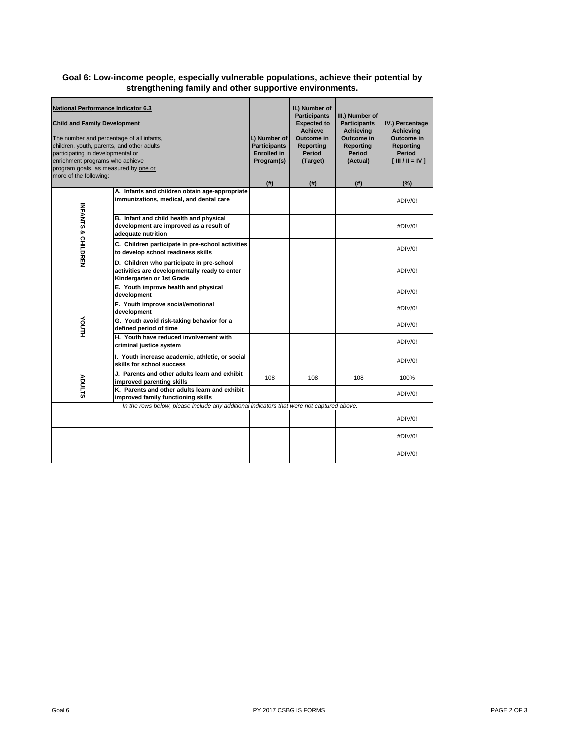## Goal 6: Low-income people, especially vulnerable populations, achieve their potential by strengthening family and other supportive environments.

| **National Performance Indicator 6.3**<br><br>**Child and Family Development**<br><br>The number and percentage of all infants, children, youth, parents, and other adults participating in developmental or enrichment programs who achieve program goals, as measured by one or more of the following: | | **I.) Number of Participants Enrolled in Program(s)**<br><br>**(#)** | **II.) Number of Participants Expected to Achieve Outcome in Reporting Period (Target)**<br><br>**(#)** | **III.) Number of Participants Achieving Outcome in Reporting Period (Actual)**<br><br>**(#)** | **IV.) Percentage Achieving Outcome in Reporting Period [ III / II = IV ]**<br><br>**(%)** |
|---|---|---|---|---|---|
| **INFANTS & CHILDREN** | **A. Infants and children obtain age-appropriate immunizations, medical, and dental care** | | | | #DIV/0! |
| | **B. Infant and child health and physical development are improved as a result of adequate nutrition** | | | | #DIV/0! |
| | **C. Children participate in pre-school activities to develop school readiness skills** | | | | #DIV/0! |
| | **D. Children who participate in pre-school activities are developmentally ready to enter Kindergarten or 1st Grade** | | | | #DIV/0! |
| **YOUTH** | **E. Youth improve health and physical development** | | | | #DIV/0! |
| | **F. Youth improve social/emotional development** | | | | #DIV/0! |
| | **G. Youth avoid risk-taking behavior for a defined period of time** | | | | #DIV/0! |
| | **H. Youth have reduced involvement with criminal justice system** | | | | #DIV/0! |
| | **I. Youth increase academic, athletic, or social skills for school success** | | | | #DIV/0! |
| **ADULTS** | **J. Parents and other adults learn and exhibit improved parenting skills** | 108 | 108 | 108 | 100% |
| | **K. Parents and other adults learn and exhibit improved family functioning skills** | | | | #DIV/0! |
| *In the rows below, please include any additional indicators that were not captured above.* | | | | | |
| | | | | | #DIV/0! |
| | | | | | #DIV/0! |
| | | | | | #DIV/0! |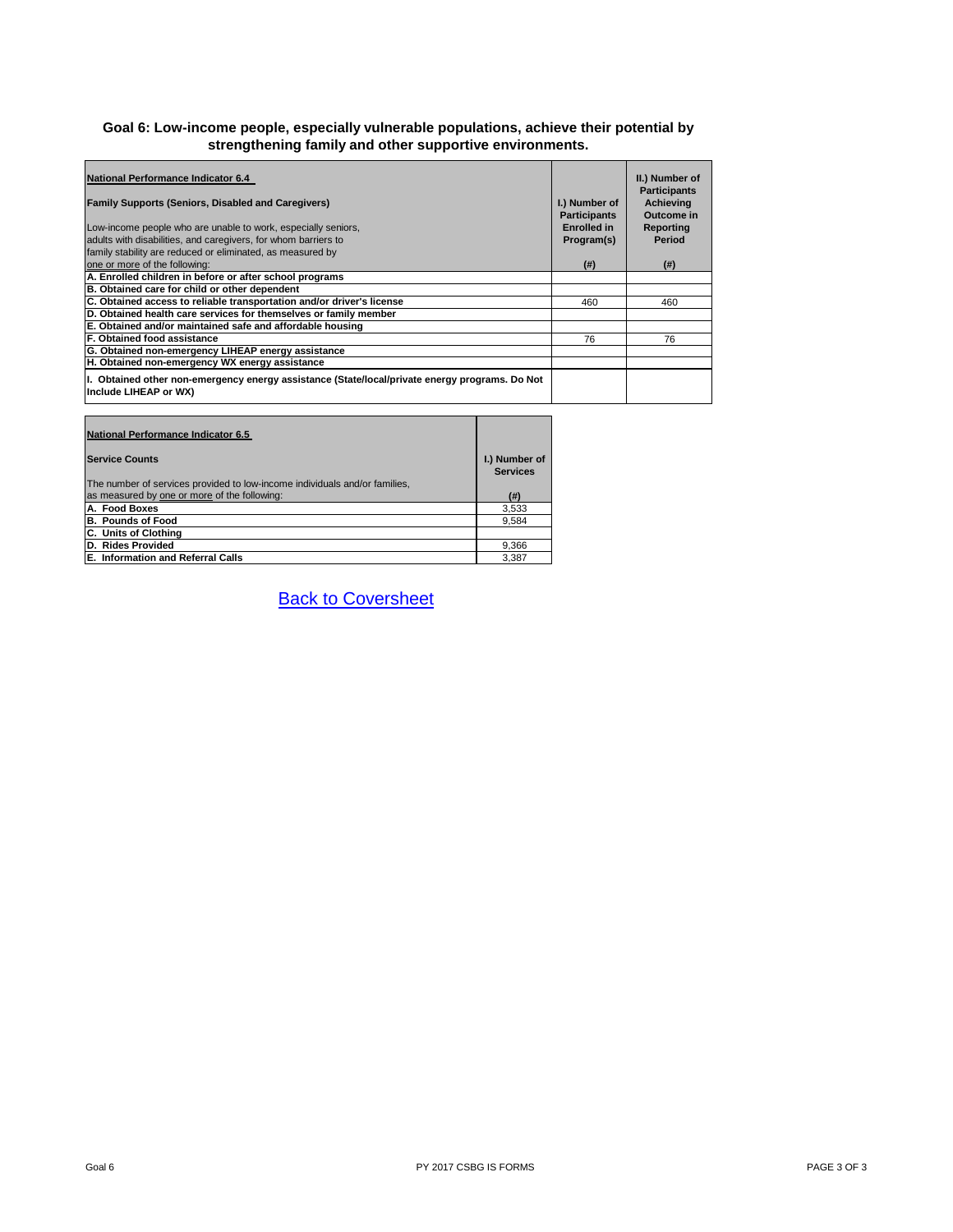**Goal 6: Low-income people, especially vulnerable populations, achieve their potential by strengthening family and other supportive environments.**

| National Performance Indicator 6.4<br><br>**Family Supports (Seniors, Disabled and Caregivers)**<br><br>Low-income people who are unable to work, especially seniors, adults with disabilities, and caregivers, for whom barriers to family stability are reduced or eliminated, as measured by one or more of the following: | I.) Number of Participants Enrolled in Program(s)<br>(#) | II.) Number of Participants Achieving Outcome in Reporting Period<br>(#) |
|---|---|---|
| **A. Enrolled children in before or after school programs** | | |
| **B. Obtained care for child or other dependent** | | |
| **C. Obtained access to reliable transportation and/or driver's license** | 460 | 460 |
| **D. Obtained health care services for themselves or family member** | | |
| **E. Obtained and/or maintained safe and affordable housing** | | |
| **F. Obtained food assistance** | 76 | 76 |
| **G. Obtained non-emergency LIHEAP energy assistance** | | |
| **H. Obtained non-emergency WX energy assistance** | | |
| **I. Obtained other non-emergency energy assistance (State/local/private energy programs. Do Not Include LIHEAP or WX)** | | |

| National Performance Indicator 6.5<br><br>**Service Counts**<br><br>The number of services provided to low-income individuals and/or families, as measured by one or more of the following: | I.) Number of Services<br>(#) |
|---|---|
| **A. Food Boxes** | 3,533 |
| **B. Pounds of Food** | 9,584 |
| **C. Units of Clothing** | |
| **D. Rides Provided** | 9,366 |
| **E. Information and Referral Calls** | 3,387 |

Back to Coversheet